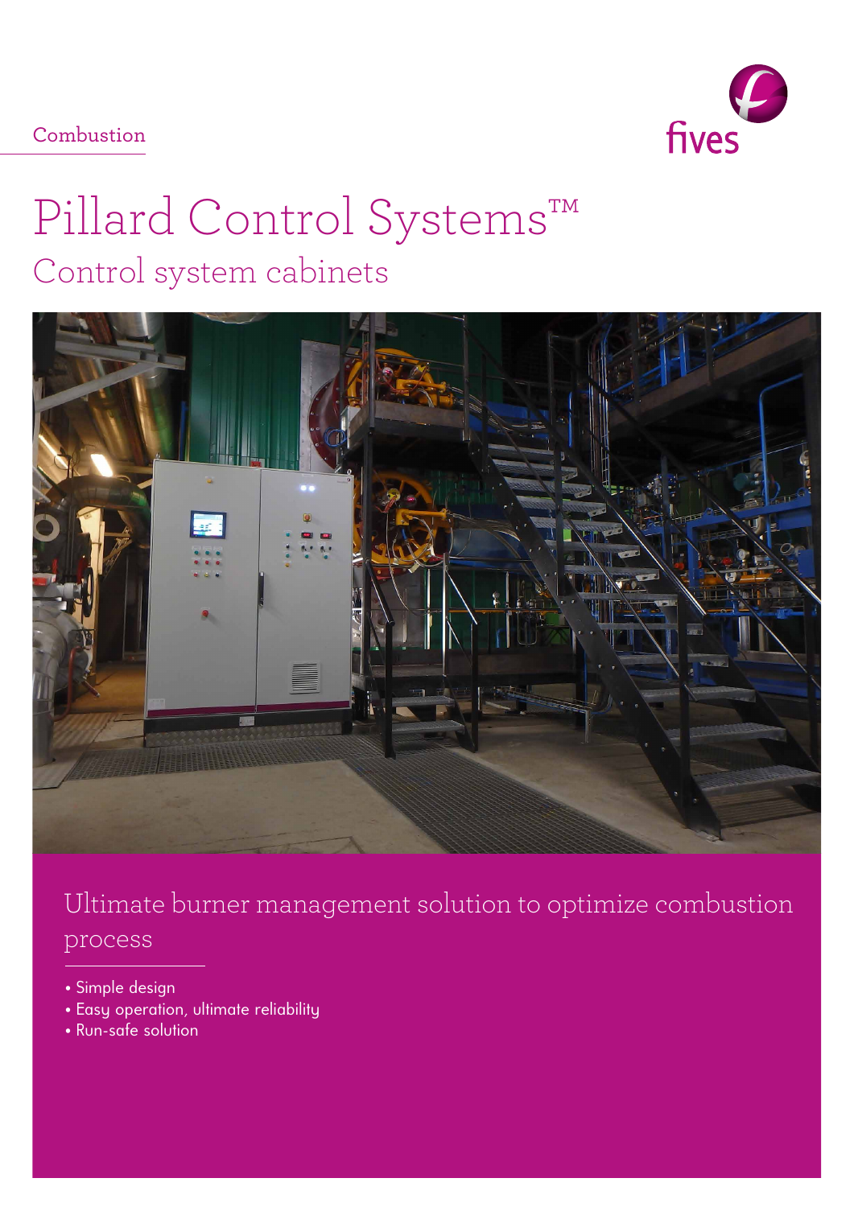Combustion

fives

# Pillard Control Systems™

## Control system cabinets

### Ultimate burner management solution to optimize combustion process

- Simple design
- Easy operation, ultimate reliability
- Run-safe solution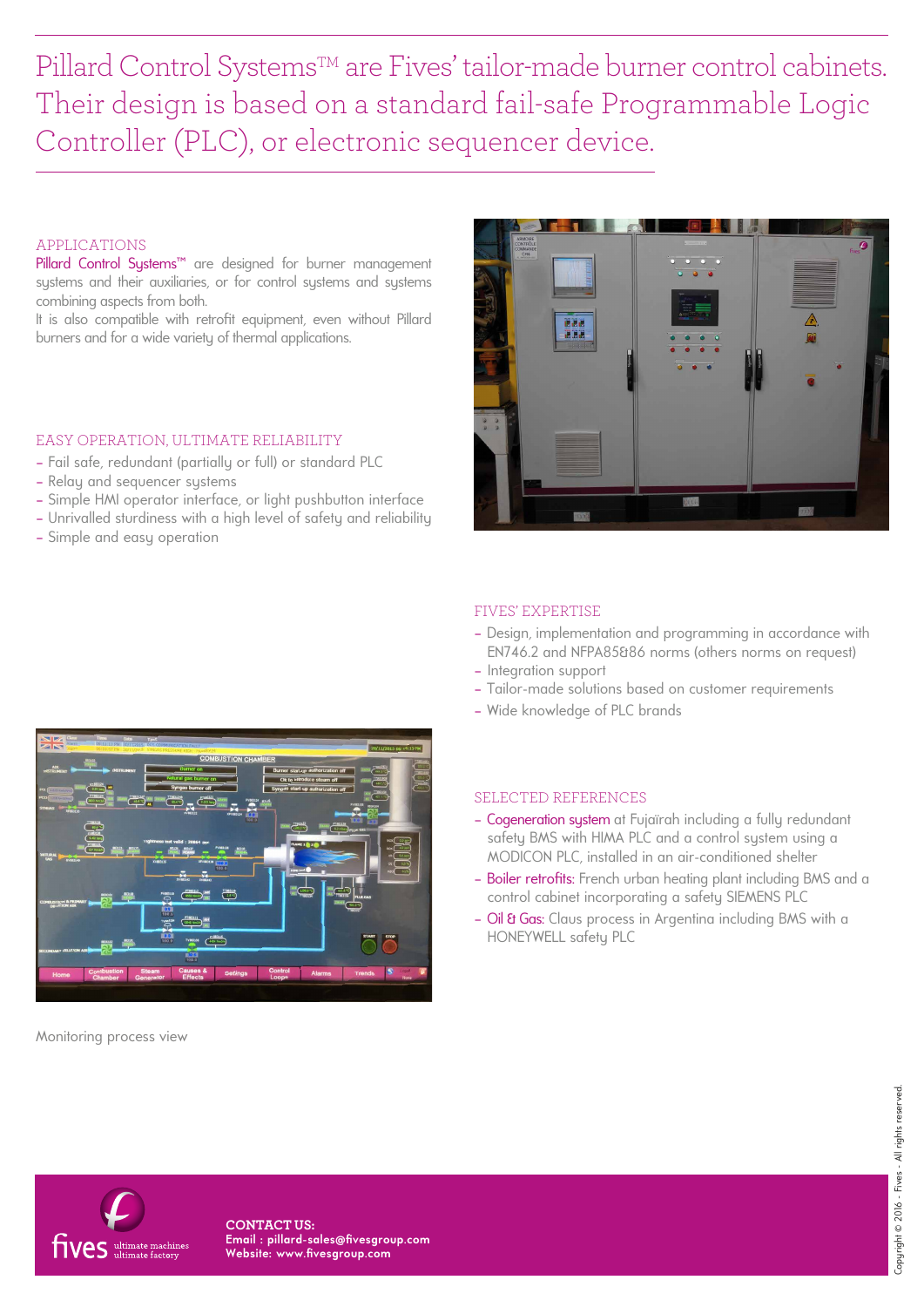# Pillard Control Systems™ are Fives' tailor-made burner control cabinets. Their design is based on a standard fail-safe Programmable Logic Controller (PLC), or electronic sequencer device.

## APPLICATIONS

Pillard Control Systems™ are designed for burner management systems and their auxiliaries, or for control systems and systems combining aspects from both.

It is also compatible with retrofit equipment, even without Pillard burners and for a wide variety of thermal applications.

## EASY OPERATION, ULTIMATE RELIABILITY

- Fail safe, redundant (partially or full) or standard PLC
- Relay and sequencer systems
- Simple HMI operator interface, or light pushbutton interface
- Unrivalled sturdiness with a high level of safety and reliability
- Simple and easy operation

## FIVES' EXPERTISE

- Design, implementation and programming in accordance with EN746.2 and NFPA85&86 norms (others norms on request)
- Integration support
- Tailor-made solutions based on customer requirements
- Wide knowledge of PLC brands

## SELECTED REFERENCES

- Cogeneration system at Fujaïrah including a fully redundant safety BMS with HIMA PLC and a control system using a MODICON PLC, installed in an air-conditioned shelter
- Boiler retrofits: French urban heating plant including BMS and a control cabinet incorporating a safety SIEMENS PLC
- Oil & Gas: Claus process in Argentina including BMS with a HONEYWELL safety PLC

Monitoring process view

fives ultimate machines ultimate factory

**CONTACT US:**
**Email : pillard-sales@fivesgroup.com**
**Website: www.fivesgroup.com**

Copyright © 2016 - Fives - All rights reserved.